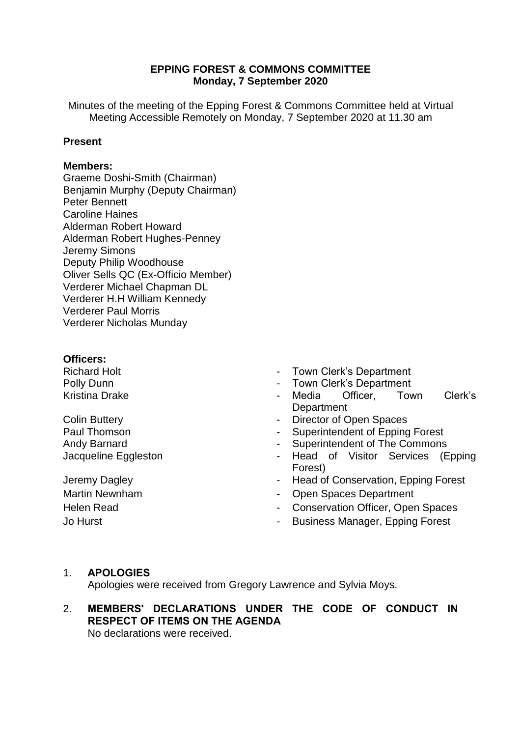**EPPING FOREST & COMMONS COMMITTEE**
**Monday, 7 September 2020**

Minutes of the meeting of the Epping Forest & Commons Committee held at Virtual Meeting Accessible Remotely on Monday, 7 September 2020 at 11.30 am

**Present**

**Members:**
Graeme Doshi-Smith (Chairman)
Benjamin Murphy (Deputy Chairman)
Peter Bennett
Caroline Haines
Alderman Robert Howard
Alderman Robert Hughes-Penney
Jeremy Simons
Deputy Philip Woodhouse
Oliver Sells QC (Ex-Officio Member)
Verderer Michael Chapman DL
Verderer H.H William Kennedy
Verderer Paul Morris
Verderer Nicholas Munday

**Officers:**

| | |
|---|---|
| Richard Holt | - Town Clerk's Department |
| Polly Dunn | - Town Clerk's Department |
| Kristina Drake | - Media Officer, Town Clerk's Department |
| Colin Buttery | - Director of Open Spaces |
| Paul Thomson | - Superintendent of Epping Forest |
| Andy Barnard | - Superintendent of The Commons |
| Jacqueline Eggleston | - Head of Visitor Services (Epping Forest) |
| Jeremy Dagley | - Head of Conservation, Epping Forest |
| Martin Newnham | - Open Spaces Department |
| Helen Read | - Conservation Officer, Open Spaces |
| Jo Hurst | - Business Manager, Epping Forest |

1. **APOLOGIES**
   Apologies were received from Gregory Lawrence and Sylvia Moys.

2. **MEMBERS' DECLARATIONS UNDER THE CODE OF CONDUCT IN RESPECT OF ITEMS ON THE AGENDA**
   No declarations were received.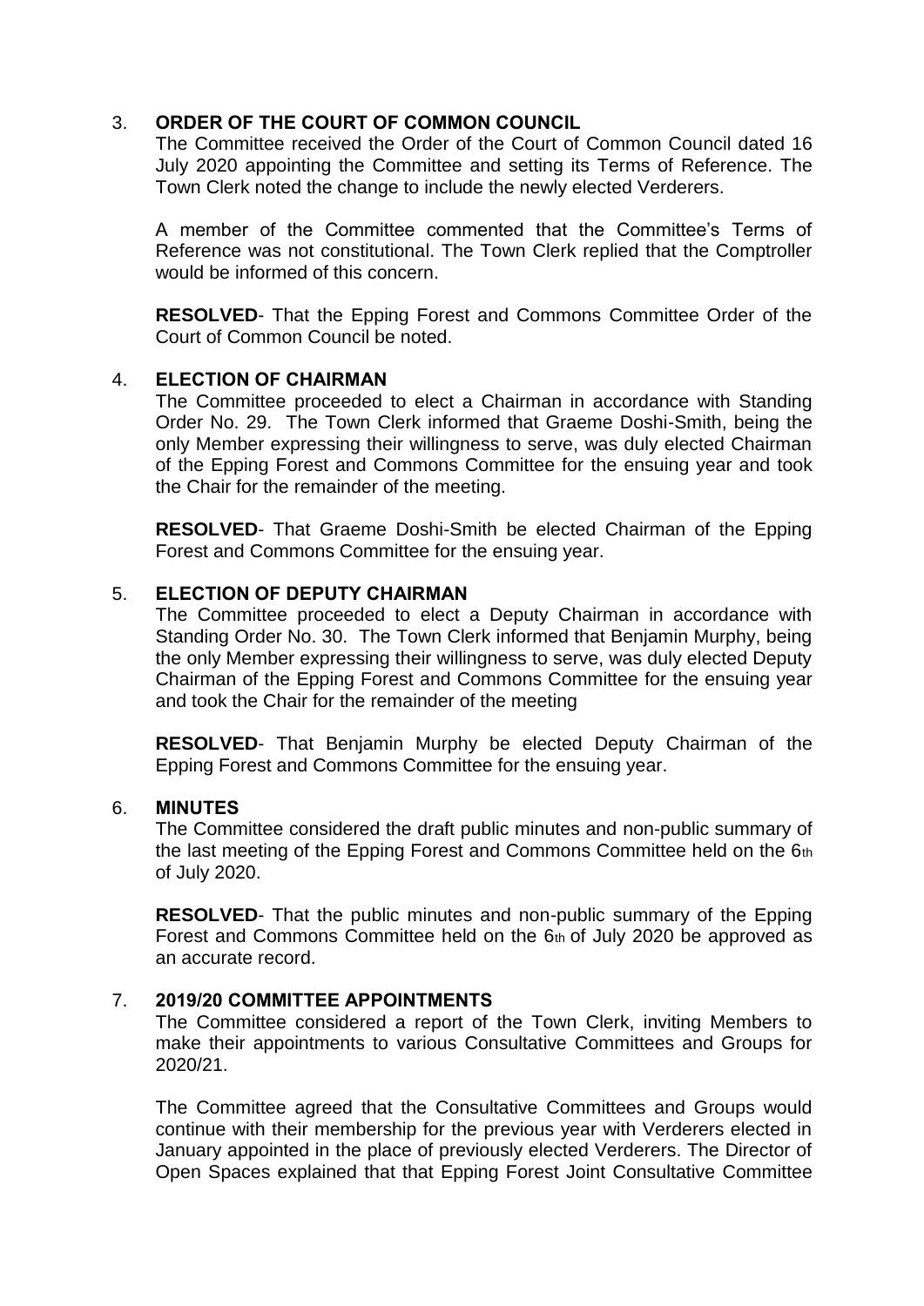3. **ORDER OF THE COURT OF COMMON COUNCIL**

The Committee received the Order of the Court of Common Council dated 16 July 2020 appointing the Committee and setting its Terms of Reference. The Town Clerk noted the change to include the newly elected Verderers.

A member of the Committee commented that the Committee's Terms of Reference was not constitutional. The Town Clerk replied that the Comptroller would be informed of this concern.

**RESOLVED**- That the Epping Forest and Commons Committee Order of the Court of Common Council be noted.

4. **ELECTION OF CHAIRMAN**

The Committee proceeded to elect a Chairman in accordance with Standing Order No. 29. The Town Clerk informed that Graeme Doshi-Smith, being the only Member expressing their willingness to serve, was duly elected Chairman of the Epping Forest and Commons Committee for the ensuing year and took the Chair for the remainder of the meeting.

**RESOLVED**- That Graeme Doshi-Smith be elected Chairman of the Epping Forest and Commons Committee for the ensuing year.

5. **ELECTION OF DEPUTY CHAIRMAN**

The Committee proceeded to elect a Deputy Chairman in accordance with Standing Order No. 30. The Town Clerk informed that Benjamin Murphy, being the only Member expressing their willingness to serve, was duly elected Deputy Chairman of the Epping Forest and Commons Committee for the ensuing year and took the Chair for the remainder of the meeting

**RESOLVED**- That Benjamin Murphy be elected Deputy Chairman of the Epping Forest and Commons Committee for the ensuing year.

6. **MINUTES**

The Committee considered the draft public minutes and non-public summary of the last meeting of the Epping Forest and Commons Committee held on the 6th of July 2020.

**RESOLVED**- That the public minutes and non-public summary of the Epping Forest and Commons Committee held on the 6th of July 2020 be approved as an accurate record.

7. **2019/20 COMMITTEE APPOINTMENTS**

The Committee considered a report of the Town Clerk, inviting Members to make their appointments to various Consultative Committees and Groups for 2020/21.

The Committee agreed that the Consultative Committees and Groups would continue with their membership for the previous year with Verderers elected in January appointed in the place of previously elected Verderers. The Director of Open Spaces explained that that Epping Forest Joint Consultative Committee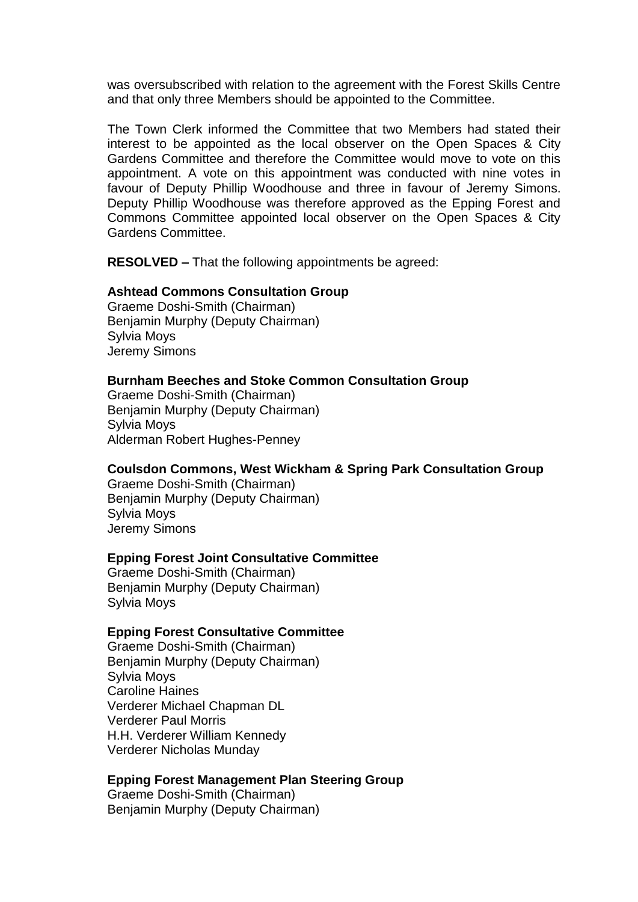was oversubscribed with relation to the agreement with the Forest Skills Centre and that only three Members should be appointed to the Committee.

The Town Clerk informed the Committee that two Members had stated their interest to be appointed as the local observer on the Open Spaces & City Gardens Committee and therefore the Committee would move to vote on this appointment. A vote on this appointment was conducted with nine votes in favour of Deputy Phillip Woodhouse and three in favour of Jeremy Simons. Deputy Phillip Woodhouse was therefore approved as the Epping Forest and Commons Committee appointed local observer on the Open Spaces & City Gardens Committee.

**RESOLVED –** That the following appointments be agreed:

**Ashtead Commons Consultation Group**
Graeme Doshi-Smith (Chairman)
Benjamin Murphy (Deputy Chairman)
Sylvia Moys
Jeremy Simons

**Burnham Beeches and Stoke Common Consultation Group**
Graeme Doshi-Smith (Chairman)
Benjamin Murphy (Deputy Chairman)
Sylvia Moys
Alderman Robert Hughes-Penney

**Coulsdon Commons, West Wickham & Spring Park Consultation Group**
Graeme Doshi-Smith (Chairman)
Benjamin Murphy (Deputy Chairman)
Sylvia Moys
Jeremy Simons

**Epping Forest Joint Consultative Committee**
Graeme Doshi-Smith (Chairman)
Benjamin Murphy (Deputy Chairman)
Sylvia Moys

**Epping Forest Consultative Committee**
Graeme Doshi-Smith (Chairman)
Benjamin Murphy (Deputy Chairman)
Sylvia Moys
Caroline Haines
Verderer Michael Chapman DL
Verderer Paul Morris
H.H. Verderer William Kennedy
Verderer Nicholas Munday

**Epping Forest Management Plan Steering Group**
Graeme Doshi-Smith (Chairman)
Benjamin Murphy (Deputy Chairman)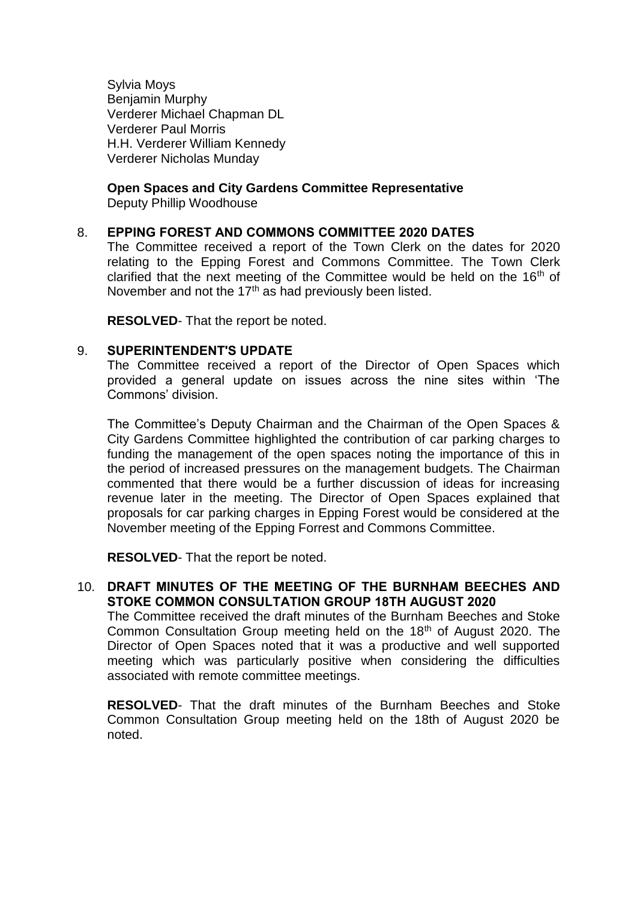Sylvia Moys
Benjamin Murphy
Verderer Michael Chapman DL
Verderer Paul Morris
H.H. Verderer William Kennedy
Verderer Nicholas Munday

**Open Spaces and City Gardens Committee Representative**
Deputy Phillip Woodhouse

8. **EPPING FOREST AND COMMONS COMMITTEE 2020 DATES**
   The Committee received a report of the Town Clerk on the dates for 2020 relating to the Epping Forest and Commons Committee. The Town Clerk clarified that the next meeting of the Committee would be held on the 16th of November and not the 17th as had previously been listed.

   **RESOLVED**- That the report be noted.

9. **SUPERINTENDENT'S UPDATE**
   The Committee received a report of the Director of Open Spaces which provided a general update on issues across the nine sites within 'The Commons' division.

   The Committee's Deputy Chairman and the Chairman of the Open Spaces & City Gardens Committee highlighted the contribution of car parking charges to funding the management of the open spaces noting the importance of this in the period of increased pressures on the management budgets. The Chairman commented that there would be a further discussion of ideas for increasing revenue later in the meeting. The Director of Open Spaces explained that proposals for car parking charges in Epping Forest would be considered at the November meeting of the Epping Forrest and Commons Committee.

   **RESOLVED**- That the report be noted.

10. **DRAFT MINUTES OF THE MEETING OF THE BURNHAM BEECHES AND STOKE COMMON CONSULTATION GROUP 18TH AUGUST 2020**
    The Committee received the draft minutes of the Burnham Beeches and Stoke Common Consultation Group meeting held on the 18th of August 2020. The Director of Open Spaces noted that it was a productive and well supported meeting which was particularly positive when considering the difficulties associated with remote committee meetings.

    **RESOLVED**- That the draft minutes of the Burnham Beeches and Stoke Common Consultation Group meeting held on the 18th of August 2020 be noted.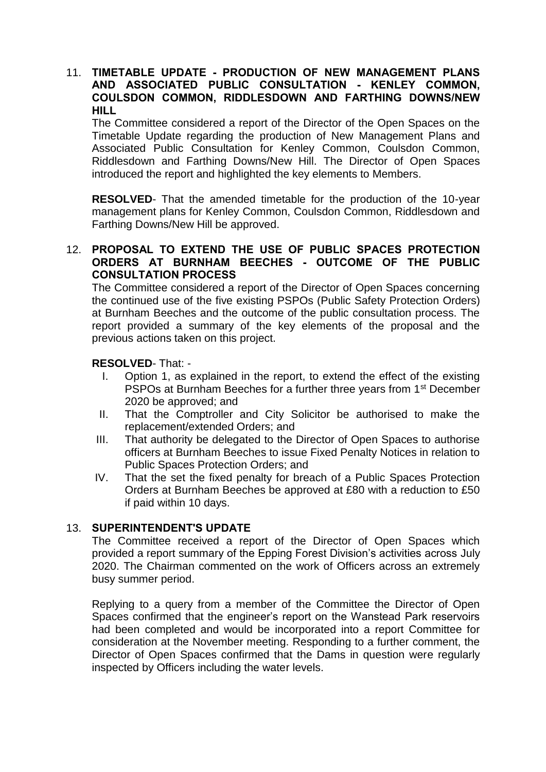11. **TIMETABLE UPDATE - PRODUCTION OF NEW MANAGEMENT PLANS AND ASSOCIATED PUBLIC CONSULTATION - KENLEY COMMON, COULSDON COMMON, RIDDLESDOWN AND FARTHING DOWNS/NEW HILL**

    The Committee considered a report of the Director of the Open Spaces on the Timetable Update regarding the production of New Management Plans and Associated Public Consultation for Kenley Common, Coulsdon Common, Riddlesdown and Farthing Downs/New Hill. The Director of Open Spaces introduced the report and highlighted the key elements to Members.

    **RESOLVED**- That the amended timetable for the production of the 10-year management plans for Kenley Common, Coulsdon Common, Riddlesdown and Farthing Downs/New Hill be approved.

12. **PROPOSAL TO EXTEND THE USE OF PUBLIC SPACES PROTECTION ORDERS AT BURNHAM BEECHES - OUTCOME OF THE PUBLIC CONSULTATION PROCESS**

    The Committee considered a report of the Director of Open Spaces concerning the continued use of the five existing PSPOs (Public Safety Protection Orders) at Burnham Beeches and the outcome of the public consultation process. The report provided a summary of the key elements of the proposal and the previous actions taken on this project.

    **RESOLVED**- That: -

    I. Option 1, as explained in the report, to extend the effect of the existing PSPOs at Burnham Beeches for a further three years from 1st December 2020 be approved; and
    II. That the Comptroller and City Solicitor be authorised to make the replacement/extended Orders; and
    III. That authority be delegated to the Director of Open Spaces to authorise officers at Burnham Beeches to issue Fixed Penalty Notices in relation to Public Spaces Protection Orders; and
    IV. That the set the fixed penalty for breach of a Public Spaces Protection Orders at Burnham Beeches be approved at £80 with a reduction to £50 if paid within 10 days.

13. **SUPERINTENDENT'S UPDATE**

    The Committee received a report of the Director of Open Spaces which provided a report summary of the Epping Forest Division's activities across July 2020. The Chairman commented on the work of Officers across an extremely busy summer period.

    Replying to a query from a member of the Committee the Director of Open Spaces confirmed that the engineer's report on the Wanstead Park reservoirs had been completed and would be incorporated into a report Committee for consideration at the November meeting. Responding to a further comment, the Director of Open Spaces confirmed that the Dams in question were regularly inspected by Officers including the water levels.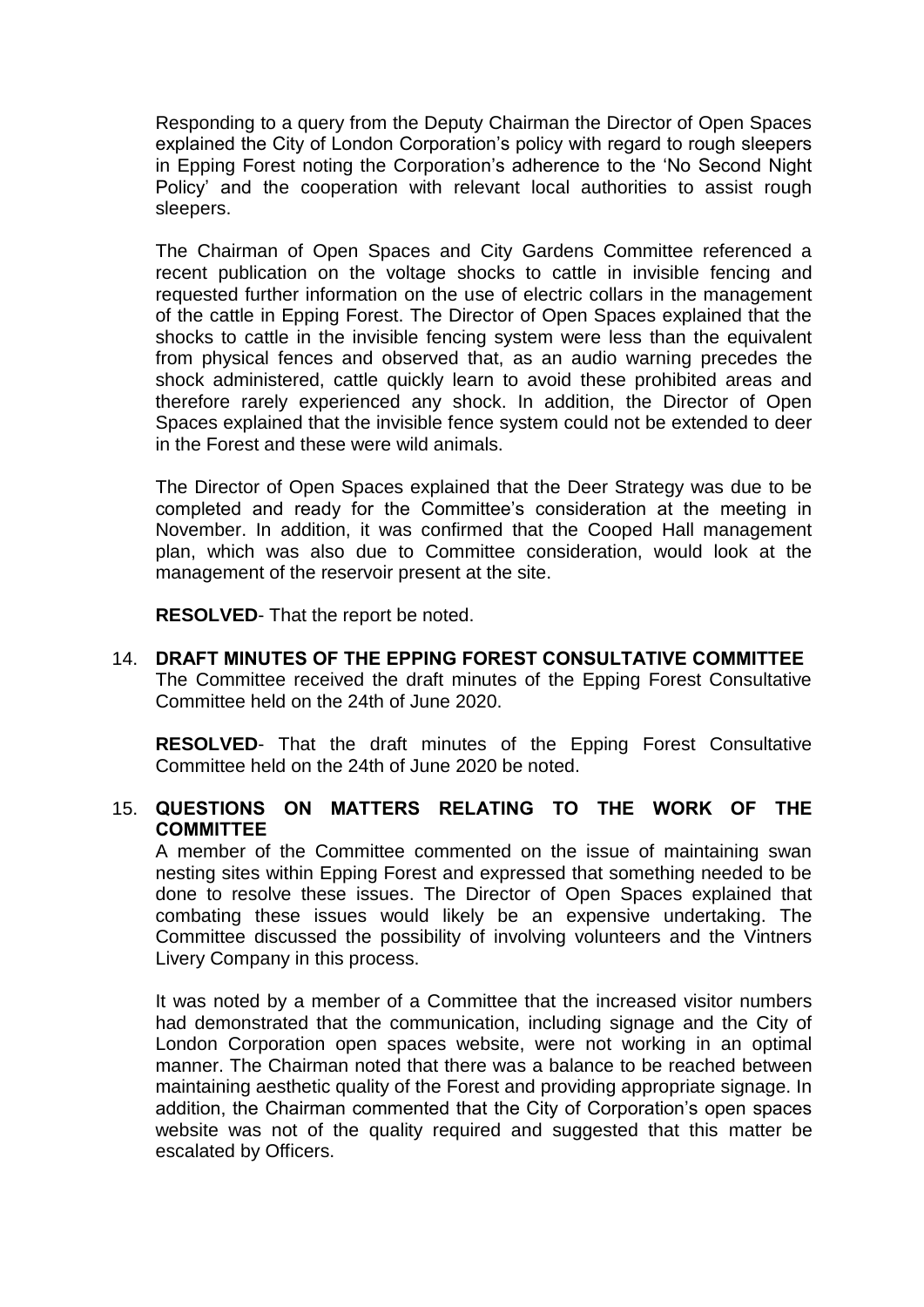Responding to a query from the Deputy Chairman the Director of Open Spaces explained the City of London Corporation's policy with regard to rough sleepers in Epping Forest noting the Corporation's adherence to the 'No Second Night Policy' and the cooperation with relevant local authorities to assist rough sleepers.

The Chairman of Open Spaces and City Gardens Committee referenced a recent publication on the voltage shocks to cattle in invisible fencing and requested further information on the use of electric collars in the management of the cattle in Epping Forest. The Director of Open Spaces explained that the shocks to cattle in the invisible fencing system were less than the equivalent from physical fences and observed that, as an audio warning precedes the shock administered, cattle quickly learn to avoid these prohibited areas and therefore rarely experienced any shock. In addition, the Director of Open Spaces explained that the invisible fence system could not be extended to deer in the Forest and these were wild animals.

The Director of Open Spaces explained that the Deer Strategy was due to be completed and ready for the Committee's consideration at the meeting in November. In addition, it was confirmed that the Cooped Hall management plan, which was also due to Committee consideration, would look at the management of the reservoir present at the site.

**RESOLVED**- That the report be noted.

14. **DRAFT MINUTES OF THE EPPING FOREST CONSULTATIVE COMMITTEE**
The Committee received the draft minutes of the Epping Forest Consultative Committee held on the 24th of June 2020.

**RESOLVED**- That the draft minutes of the Epping Forest Consultative Committee held on the 24th of June 2020 be noted.

15. **QUESTIONS ON MATTERS RELATING TO THE WORK OF THE COMMITTEE**
A member of the Committee commented on the issue of maintaining swan nesting sites within Epping Forest and expressed that something needed to be done to resolve these issues. The Director of Open Spaces explained that combating these issues would likely be an expensive undertaking. The Committee discussed the possibility of involving volunteers and the Vintners Livery Company in this process.

It was noted by a member of a Committee that the increased visitor numbers had demonstrated that the communication, including signage and the City of London Corporation open spaces website, were not working in an optimal manner. The Chairman noted that there was a balance to be reached between maintaining aesthetic quality of the Forest and providing appropriate signage. In addition, the Chairman commented that the City of Corporation's open spaces website was not of the quality required and suggested that this matter be escalated by Officers.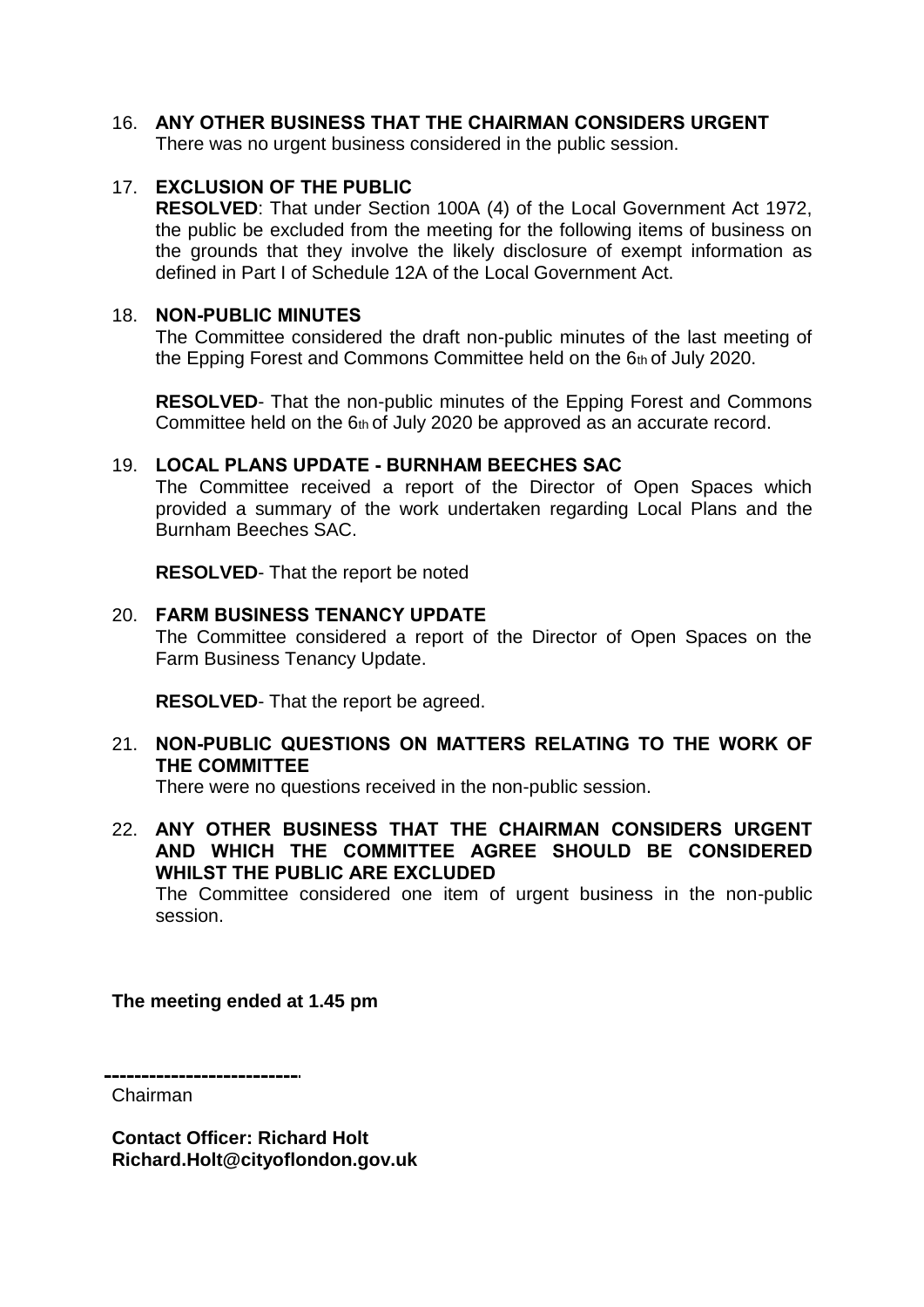16. **ANY OTHER BUSINESS THAT THE CHAIRMAN CONSIDERS URGENT**
    There was no urgent business considered in the public session.

17. **EXCLUSION OF THE PUBLIC**
    **RESOLVED**: That under Section 100A (4) of the Local Government Act 1972, the public be excluded from the meeting for the following items of business on the grounds that they involve the likely disclosure of exempt information as defined in Part I of Schedule 12A of the Local Government Act.

18. **NON-PUBLIC MINUTES**
    The Committee considered the draft non-public minutes of the last meeting of the Epping Forest and Commons Committee held on the 6th of July 2020.

    **RESOLVED**- That the non-public minutes of the Epping Forest and Commons Committee held on the 6th of July 2020 be approved as an accurate record.

19. **LOCAL PLANS UPDATE - BURNHAM BEECHES SAC**
    The Committee received a report of the Director of Open Spaces which provided a summary of the work undertaken regarding Local Plans and the Burnham Beeches SAC.

    **RESOLVED**- That the report be noted

20. **FARM BUSINESS TENANCY UPDATE**
    The Committee considered a report of the Director of Open Spaces on the Farm Business Tenancy Update.

    **RESOLVED**- That the report be agreed.

21. **NON-PUBLIC QUESTIONS ON MATTERS RELATING TO THE WORK OF THE COMMITTEE**
    There were no questions received in the non-public session.

22. **ANY OTHER BUSINESS THAT THE CHAIRMAN CONSIDERS URGENT AND WHICH THE COMMITTEE AGREE SHOULD BE CONSIDERED WHILST THE PUBLIC ARE EXCLUDED**
    The Committee considered one item of urgent business in the non-public session.

**The meeting ended at 1.45 pm**

---------------------------

Chairman

**Contact Officer: Richard Holt**
**Richard.Holt@cityoflondon.gov.uk**